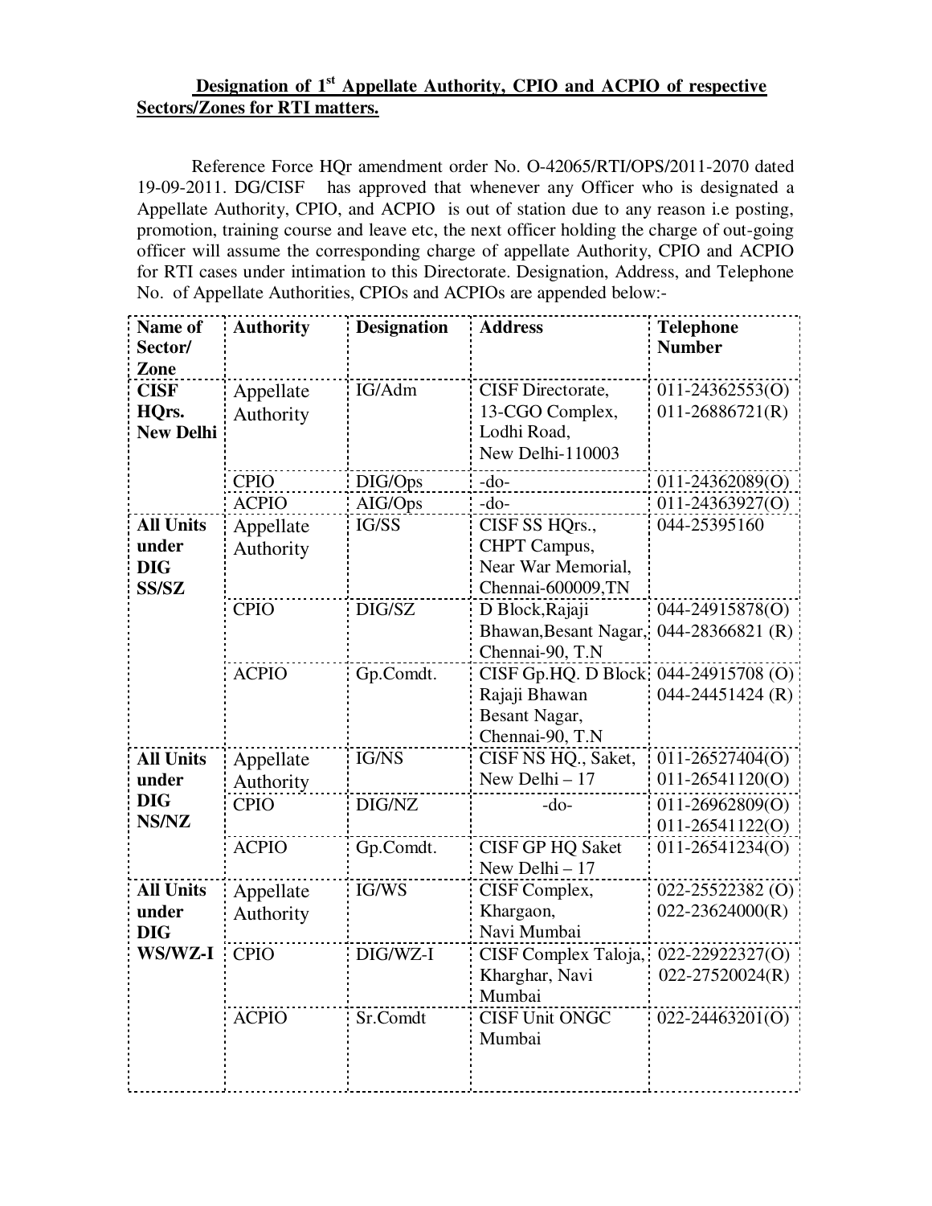**Designation of 1st Appellate Authority, CPIO and ACPIO of respective Sectors/Zones for RTI matters.**

Reference Force HQr amendment order No. O-42065/RTI/OPS/2011-2070 dated 19-09-2011. DG/CISF has approved that whenever any Officer who is designated a Appellate Authority, CPIO, and ACPIO is out of station due to any reason i.e posting, promotion, training course and leave etc, the next officer holding the charge of out-going officer will assume the corresponding charge of appellate Authority, CPIO and ACPIO for RTI cases under intimation to this Directorate. Designation, Address, and Telephone No. of Appellate Authorities, CPIOs and ACPIOs are appended below:-

| Name of Sector/ Zone | Authority | Designation | Address | Telephone Number |
|---|---|---|---|---|
| **CISF HQrs. New Delhi** | Appellate Authority | IG/Adm | CISF Directorate, 13-CGO Complex, Lodhi Road, New Delhi-110003 | 011-24362553(O) 011-26886721(R) |
| | CPIO | DIG/Ops | -do- | 011-24362089(O) |
| | ACPIO | AIG/Ops | -do- | 011-24363927(O) |
| **All Units under DIG SS/SZ** | Appellate Authority | IG/SS | CISF SS HQrs., CHPT Campus, Near War Memorial, Chennai-600009,TN | 044-25395160 |
| | CPIO | DIG/SZ | D Block,Rajaji Bhawan,Besant Nagar, Chennai-90, T.N | 044-24915878(O) 044-28366821 (R) |
| | ACPIO | Gp.Comdt. | CISF Gp.HQ. D Block Rajaji Bhawan Besant Nagar, Chennai-90, T.N | 044-24915708 (O) 044-24451424 (R) |
| **All Units under DIG NS/NZ** | Appellate Authority | IG/NS | CISF NS HQ., Saket, New Delhi – 17 | 011-26527404(O) 011-26541120(O) |
| | CPIO | DIG/NZ | -do- | 011-26962809(O) 011-26541122(O) |
| | ACPIO | Gp.Comdt. | CISF GP HQ Saket New Delhi – 17 | 011-26541234(O) |
| **All Units under DIG WS/WZ-I** | Appellate Authority | IG/WS | CISF Complex, Khargaon, Navi Mumbai | 022-25522382 (O) 022-23624000(R) |
| | CPIO | DIG/WZ-I | CISF Complex Taloja, Kharghar, Navi Mumbai | 022-22922327(O) 022-27520024(R) |
| | ACPIO | Sr.Comdt | CISF Unit ONGC Mumbai | 022-24463201(O) |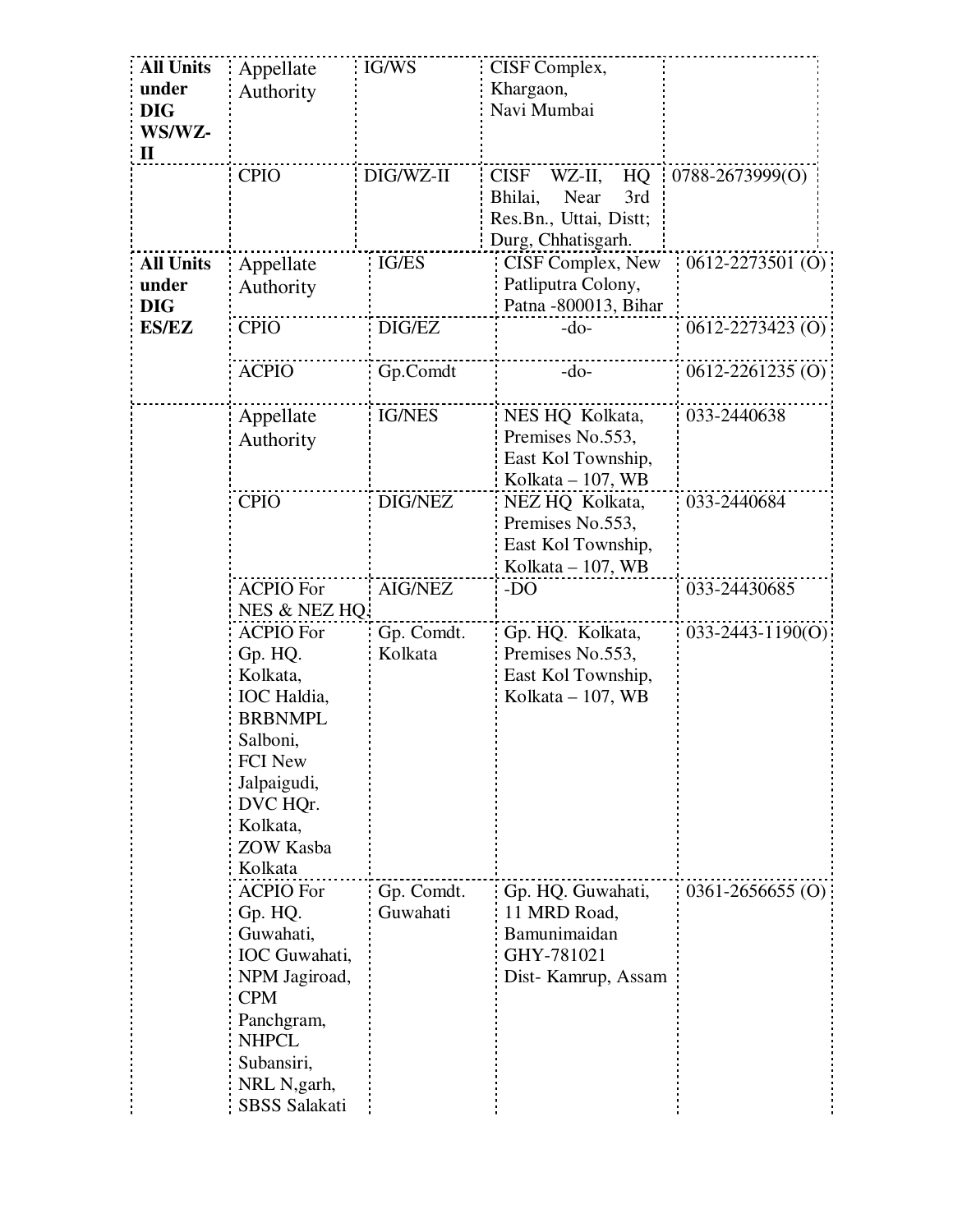| | | | | |
|---|---|---|---|---|
| **All Units under DIG WS/WZ-II** | Appellate Authority | IG/WS | CISF Complex, Khargaon, Navi Mumbai | |
| | CPIO | DIG/WZ-II | CISF WZ-II, HQ Bhilai, Near 3rd Res.Bn., Uttai, Distt; Durg, Chhatisgarh. | 0788-2673999(O) |
| **All Units under DIG ES/EZ** | Appellate Authority | IG/ES | CISF Complex, New Patliputra Colony, Patna -800013, Bihar | 0612-2273501 (O) |
| | CPIO | DIG/EZ | -do- | 0612-2273423 (O) |
| | ACPIO | Gp.Comdt | -do- | 0612-2261235 (O) |
| | Appellate Authority | IG/NES | NES HQ Kolkata, Premises No.553, East Kol Township, Kolkata – 107, WB | 033-2440638 |
| | CPIO | DIG/NEZ | NEZ HQ Kolkata, Premises No.553, East Kol Township, Kolkata – 107, WB | 033-2440684 |
| | ACPIO For NES & NEZ HQ | AIG/NEZ | -DO | 033-24430685 |
| | ACPIO For Gp. HQ. Kolkata, IOC Haldia, BRBNMPL Salboni, FCI New Jalpaigudi, DVC HQr. Kolkata, ZOW Kasba Kolkata | Gp. Comdt. Kolkata | Gp. HQ. Kolkata, Premises No.553, East Kol Township, Kolkata – 107, WB | 033-2443-1190(O) |
| | ACPIO For Gp. HQ. Guwahati, IOC Guwahati, NPM Jagiroad, CPM Panchgram, NHPCL Subansiri, NRL N,garh, SBSS Salakati | Gp. Comdt. Guwahati | Gp. HQ. Guwahati, 11 MRD Road, Bamunimaidan GHY-781021 Dist- Kamrup, Assam | 0361-2656655 (O) |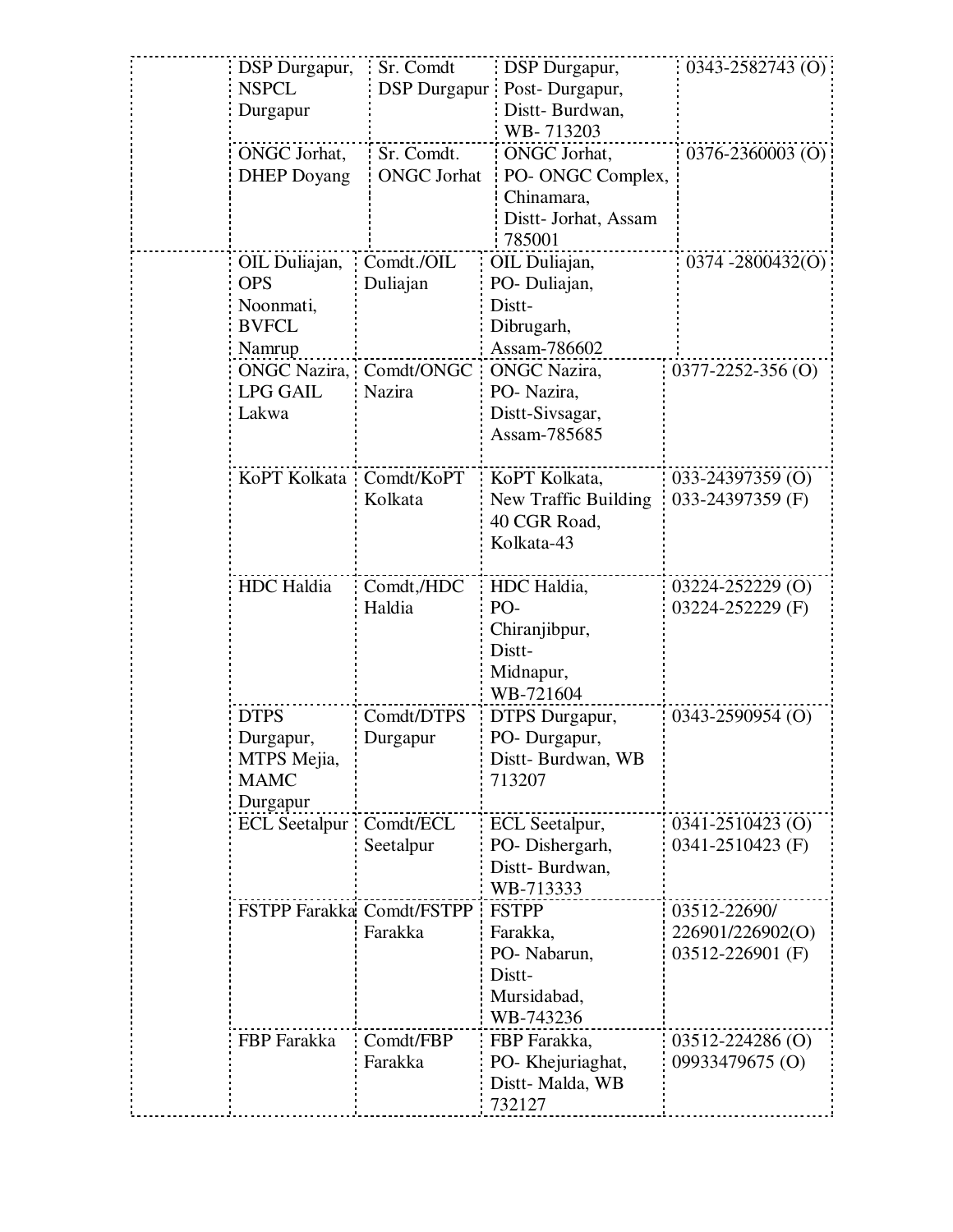| | | | | |
|---|---|---|---|---|
| | DSP Durgapur, NSPCL Durgapur | Sr. Comdt DSP Durgapur | DSP Durgapur, Post- Durgapur, Distt- Burdwan, WB- 713203 | 0343-2582743 (O) |
| | ONGC Jorhat, DHEP Doyang | Sr. Comdt. ONGC Jorhat | ONGC Jorhat, PO- ONGC Complex, Chinamara, Distt- Jorhat, Assam 785001 | 0376-2360003 (O) |
| | OIL Duliajan, OPS Noonmati, BVFCL Namrup | Comdt./OIL Duliajan | OIL Duliajan, PO- Duliajan, Distt- Dibrugarh, Assam-786602 | 0374 -2800432(O) |
| | ONGC Nazira, LPG GAIL Lakwa | Comdt/ONGC Nazira | ONGC Nazira, PO- Nazira, Distt-Sivsagar, Assam-785685 | 0377-2252-356 (O) |
| | KoPT Kolkata | Comdt/KoPT Kolkata | KoPT Kolkata, New Traffic Building 40 CGR Road, Kolkata-43 | 033-24397359 (O) 033-24397359 (F) |
| | HDC Haldia | Comdt,/HDC Haldia | HDC Haldia, PO- Chiranjibpur, Distt- Midnapur, WB-721604 | 03224-252229 (O) 03224-252229 (F) |
| | DTPS Durgapur, MTPS Mejia, MAMC Durgapur | Comdt/DTPS Durgapur | DTPS Durgapur, PO- Durgapur, Distt- Burdwan, WB 713207 | 0343-2590954 (O) |
| | ECL Seetalpur | Comdt/ECL Seetalpur | ECL Seetalpur, PO- Dishergarh, Distt- Burdwan, WB-713333 | 0341-2510423 (O) 0341-2510423 (F) |
| | FSTPP Farakka | Comdt/FSTPP Farakka | FSTPP Farakka, PO- Nabarun, Distt- Mursidabad, WB-743236 | 03512-22690/ 226901/226902(O) 03512-226901 (F) |
| | FBP Farakka | Comdt/FBP Farakka | FBP Farakka, PO- Khejuriaghat, Distt- Malda, WB 732127 | 03512-224286 (O) 09933479675 (O) |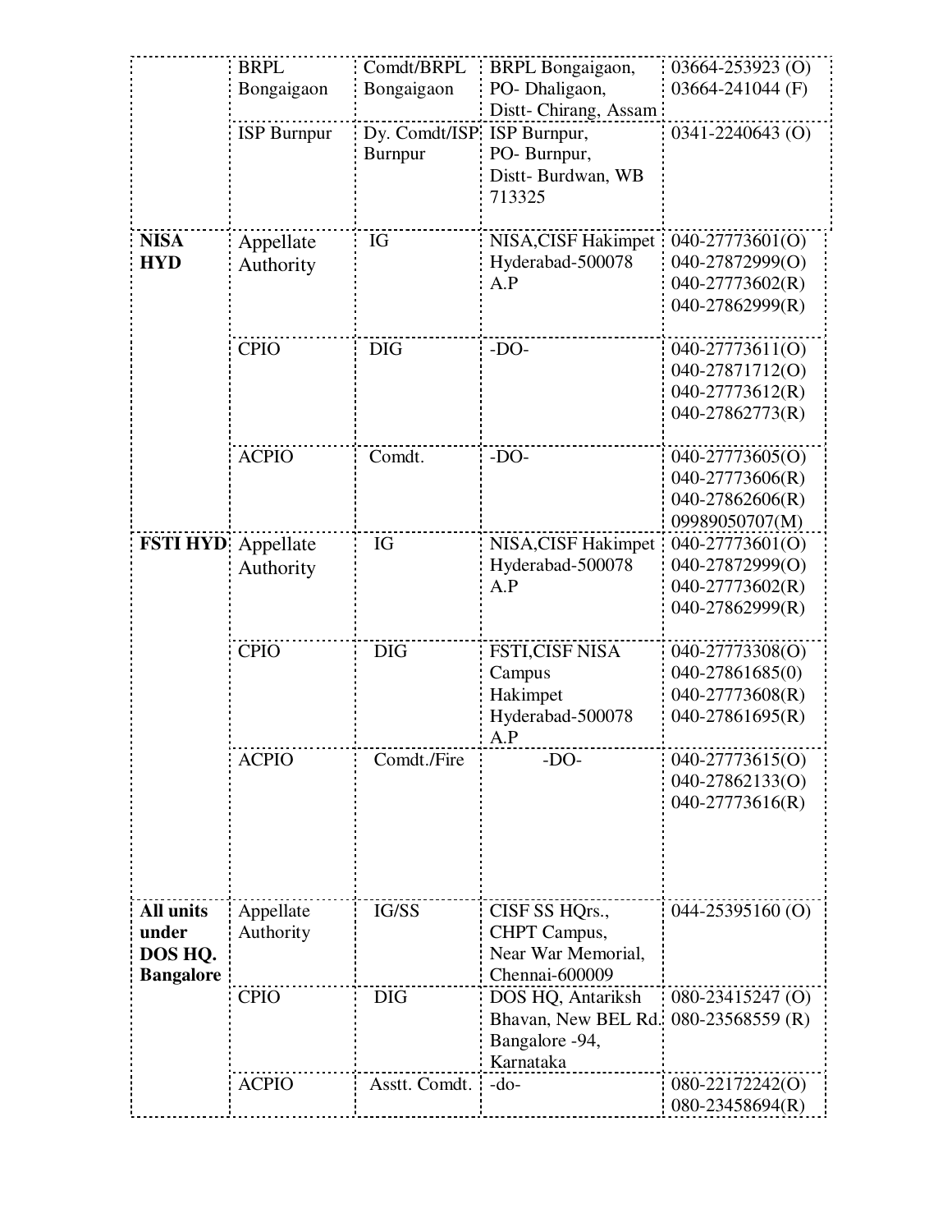| | | | | |
|---|---|---|---|---|
| | BRPL Bongaigaon | Comdt/BRPL Bongaigaon | BRPL Bongaigaon, PO- Dhaligaon, Distt- Chirang, Assam | 03664-253923 (O)<br>03664-241044 (F) |
| | ISP Burnpur | Dy. Comdt/ISP Burnpur | ISP Burnpur, PO- Burnpur, Distt- Burdwan, WB 713325 | 0341-2240643 (O) |
| **NISA HYD** | Appellate Authority | IG | NISA,CISF Hakimpet Hyderabad-500078 A.P | 040-27773601(O)<br>040-27872999(O)<br>040-27773602(R)<br>040-27862999(R) |
| | CPIO | DIG | -DO- | 040-27773611(O)<br>040-27871712(O)<br>040-27773612(R)<br>040-27862773(R) |
| | ACPIO | Comdt. | -DO- | 040-27773605(O)<br>040-27773606(R)<br>040-27862606(R)<br>09989050707(M) |
| **FSTI HYD** | Appellate Authority | IG | NISA,CISF Hakimpet Hyderabad-500078 A.P | 040-27773601(O)<br>040-27872999(O)<br>040-27773602(R)<br>040-27862999(R) |
| | CPIO | DIG | FSTI,CISF NISA Campus Hakimpet Hyderabad-500078 A.P | 040-27773308(O)<br>040-27861685(0)<br>040-27773608(R)<br>040-27861695(R) |
| | ACPIO | Comdt./Fire | -DO- | 040-27773615(O)<br>040-27862133(O)<br>040-27773616(R) |
| **All units under DOS HQ. Bangalore** | Appellate Authority | IG/SS | CISF SS HQrs., CHPT Campus, Near War Memorial, Chennai-600009 | 044-25395160 (O) |
| | CPIO | DIG | DOS HQ, Antariksh Bhavan, New BEL Rd. Bangalore -94, Karnataka | 080-23415247 (O)<br>080-23568559 (R) |
| | ACPIO | Asstt. Comdt. | -do- | 080-22172242(O)<br>080-23458694(R) |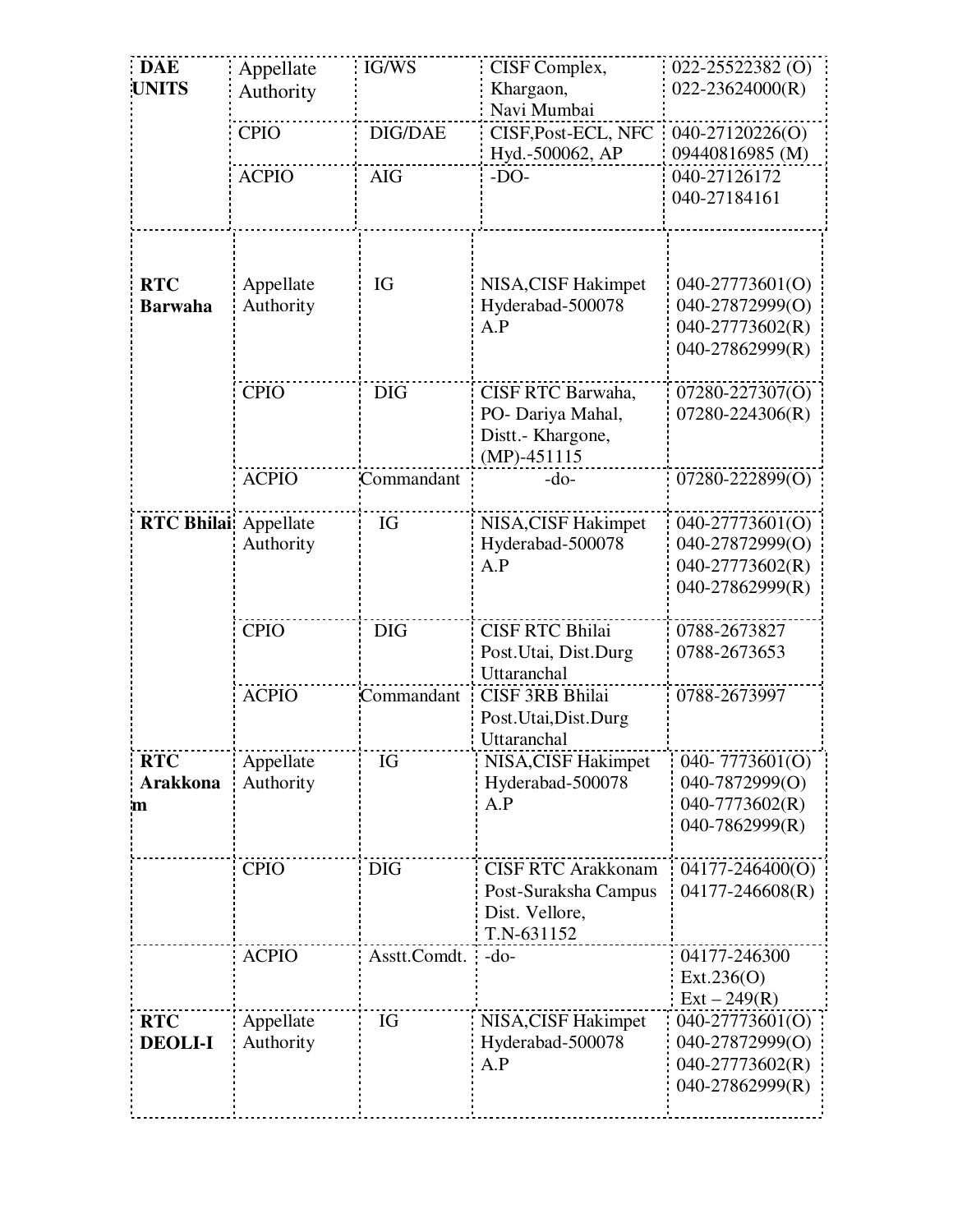| **DAE UNITS** | Appellate Authority | IG/WS | CISF Complex, Khargaon, Navi Mumbai | 022-25522382 (O)<br>022-23624000(R) |
|---|---|---|---|---|
| | CPIO | DIG/DAE | CISF,Post-ECL, NFC Hyd.-500062, AP | 040-27120226(O)<br>09440816985 (M) |
| | ACPIO | AIG | -DO- | 040-27126172<br>040-27184161 |
| **RTC Barwaha** | Appellate Authority | IG | NISA,CISF Hakimpet Hyderabad-500078 A.P | 040-27773601(O)<br>040-27872999(O)<br>040-27773602(R)<br>040-27862999(R) |
| | CPIO | DIG | CISF RTC Barwaha, PO- Dariya Mahal, Distt.- Khargone, (MP)-451115 | 07280-227307(O)<br>07280-224306(R) |
| | ACPIO | Commandant | -do- | 07280-222899(O) |
| **RTC Bhilai** | Appellate Authority | IG | NISA,CISF Hakimpet Hyderabad-500078 A.P | 040-27773601(O)<br>040-27872999(O)<br>040-27773602(R)<br>040-27862999(R) |
| | CPIO | DIG | CISF RTC Bhilai Post.Utai, Dist.Durg Uttaranchal | 0788-2673827<br>0788-2673653 |
| | ACPIO | Commandant | CISF 3RB Bhilai Post.Utai,Dist.Durg Uttaranchal | 0788-2673997 |
| **RTC Arakkonam** | Appellate Authority | IG | NISA,CISF Hakimpet Hyderabad-500078 A.P | 040- 7773601(O)<br>040-7872999(O)<br>040-7773602(R)<br>040-7862999(R) |
| | CPIO | DIG | CISF RTC Arakkonam Post-Suraksha Campus Dist. Vellore, T.N-631152 | 04177-246400(O)<br>04177-246608(R) |
| | ACPIO | Asstt.Comdt. | -do- | 04177-246300 Ext.236(O)<br>Ext – 249(R) |
| **RTC DEOLI-I** | Appellate Authority | IG | NISA,CISF Hakimpet Hyderabad-500078 A.P | 040-27773601(O)<br>040-27872999(O)<br>040-27773602(R)<br>040-27862999(R) |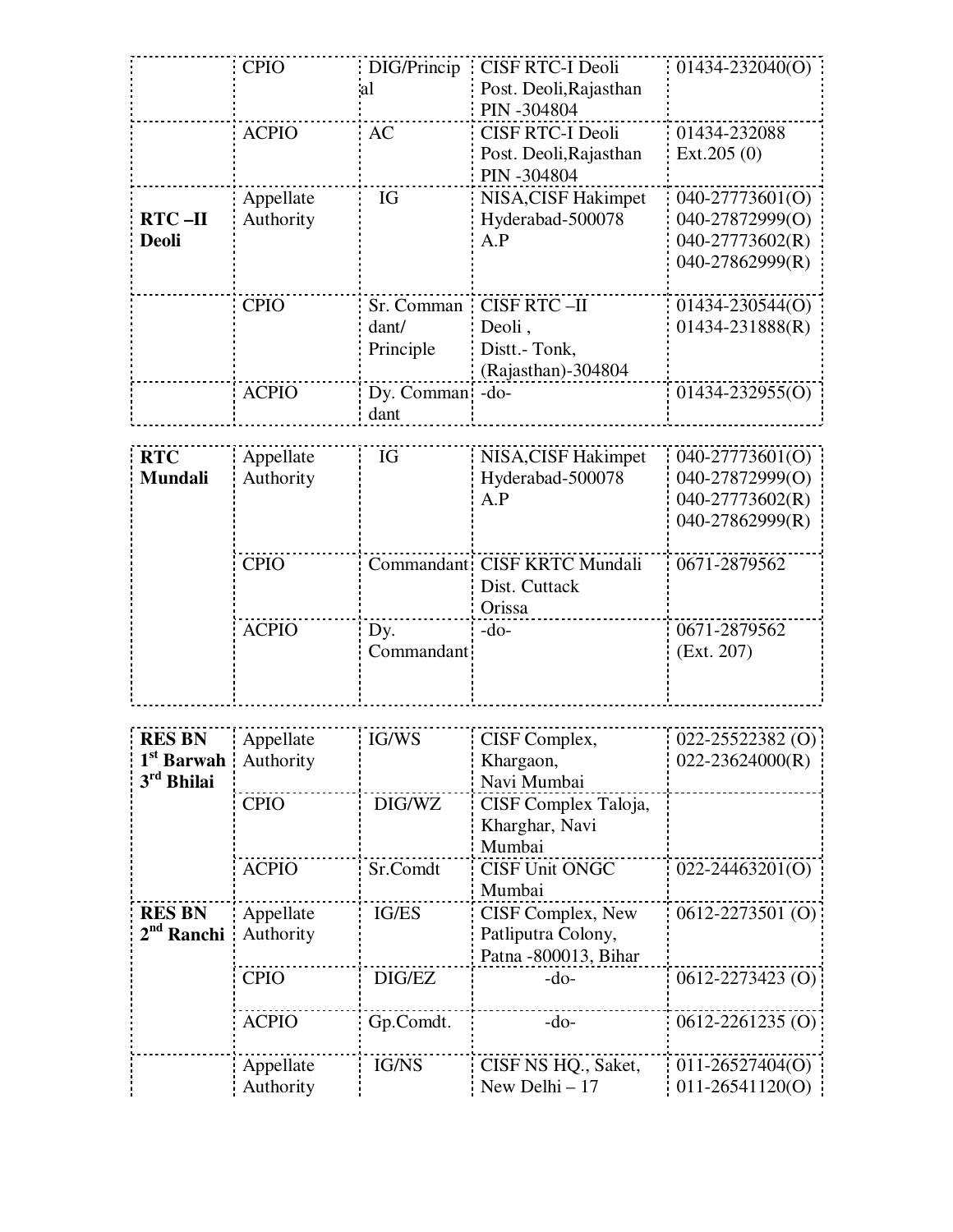| | | | | |
|---|---|---|---|---|
| | CPIO | DIG/Principal | CISF RTC-I Deoli Post. Deoli,Rajasthan PIN -304804 | 01434-232040(O) |
| | ACPIO | AC | CISF RTC-I Deoli Post. Deoli,Rajasthan PIN -304804 | 01434-232088 Ext.205 (0) |
| **RTC –II Deoli** | Appellate Authority | IG | NISA,CISF Hakimpet Hyderabad-500078 A.P | 040-27773601(O) 040-27872999(O) 040-27773602(R) 040-27862999(R) |
| | CPIO | Sr. Commandant/ Principle | CISF RTC –II Deoli , Distt.- Tonk, (Rajasthan)-304804 | 01434-230544(O) 01434-231888(R) |
| | ACPIO | Dy. Commandant | -do- | 01434-232955(O) |

| | | | | |
|---|---|---|---|---|
| **RTC Mundali** | Appellate Authority | IG | NISA,CISF Hakimpet Hyderabad-500078 A.P | 040-27773601(O) 040-27872999(O) 040-27773602(R) 040-27862999(R) |
| | CPIO | Commandant | CISF KRTC Mundali Dist. Cuttack Orissa | 0671-2879562 |
| | ACPIO | Dy. Commandant | -do- | 0671-2879562 (Ext. 207) |

| | | | | |
|---|---|---|---|---|
| **RES BN 1st Barwah 3rd Bhilai** | Appellate Authority | IG/WS | CISF Complex, Khargaon, Navi Mumbai | 022-25522382 (O) 022-23624000(R) |
| | CPIO | DIG/WZ | CISF Complex Taloja, Kharghar, Navi Mumbai | |
| | ACPIO | Sr.Comdt | CISF Unit ONGC Mumbai | 022-24463201(O) |
| **RES BN 2nd Ranchi** | Appellate Authority | IG/ES | CISF Complex, New Patliputra Colony, Patna -800013, Bihar | 0612-2273501 (O) |
| | CPIO | DIG/EZ | -do- | 0612-2273423 (O) |
| | ACPIO | Gp.Comdt. | -do- | 0612-2261235 (O) |
| | Appellate Authority | IG/NS | CISF NS HQ., Saket, New Delhi – 17 | 011-26527404(O) 011-26541120(O) |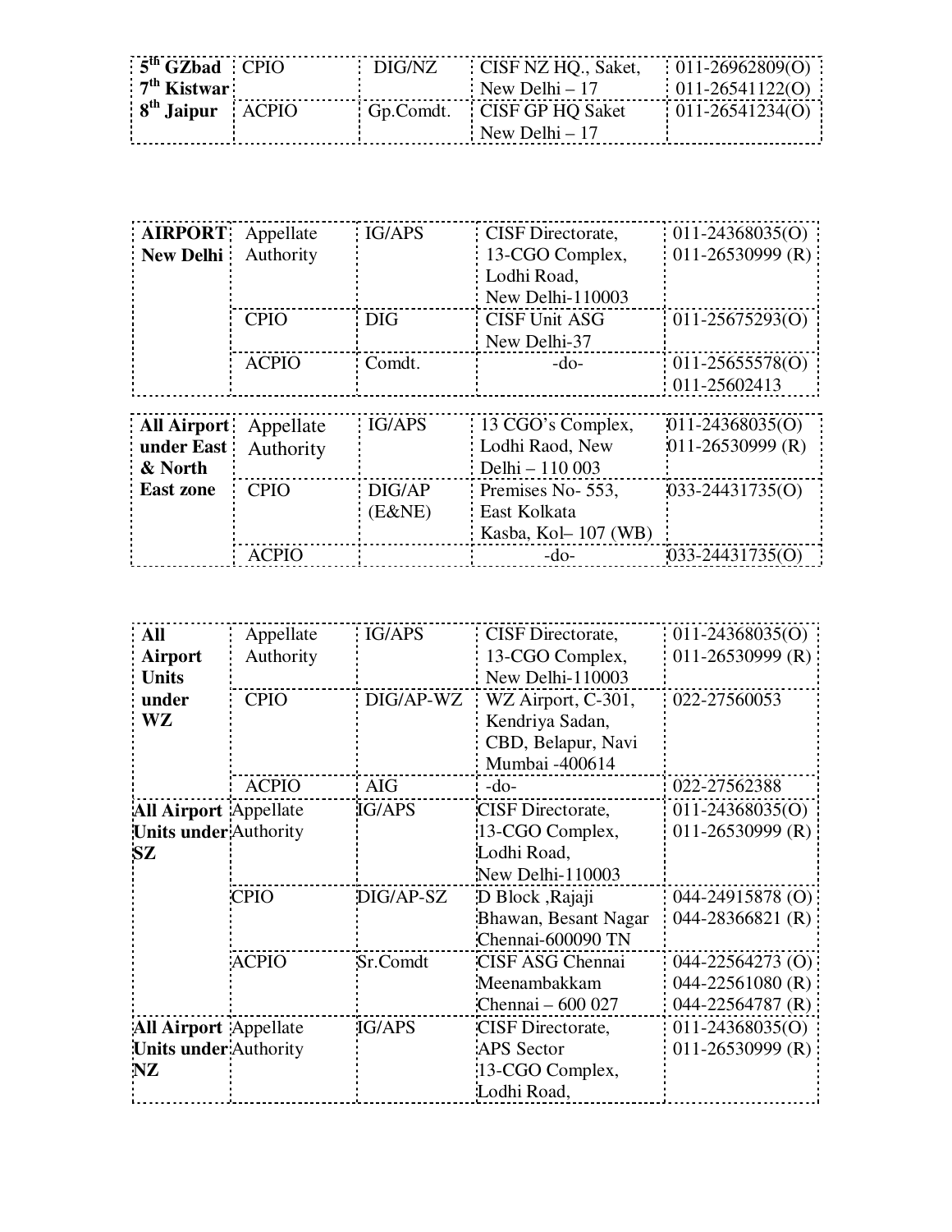| | | | | |
|---|---|---|---|---|
| **5th GZbad** **7th Kistwar** | CPIO | DIG/NZ | CISF NZ HQ., Saket, New Delhi – 17 | 011-26962809(O) 011-26541122(O) |
| **8th Jaipur** | ACPIO | Gp.Comdt. | CISF GP HQ Saket New Delhi – 17 | 011-26541234(O) |

| | | | | |
|---|---|---|---|---|
| **AIRPORT New Delhi** | Appellate Authority | IG/APS | CISF Directorate, 13-CGO Complex, Lodhi Road, New Delhi-110003 | 011-24368035(O) 011-26530999 (R) |
| | CPIO | DIG | CISF Unit ASG New Delhi-37 | 011-25675293(O) |
| | ACPIO | Comdt. | -do- | 011-25655578(O) 011-25602413 |

| | | | | |
|---|---|---|---|---|
| **All Airport under East & North East zone** | Appellate Authority | IG/APS | 13 CGO's Complex, Lodhi Raod, New Delhi – 110 003 | 011-24368035(O) 011-26530999 (R) |
| | CPIO | DIG/AP (E&NE) | Premises No- 553, East Kolkata Kasba, Kol– 107 (WB) | 033-24431735(O) |
| | ACPIO | | -do- | 033-24431735(O) |

| | | | | |
|---|---|---|---|---|
| **All Airport Units under WZ** | Appellate Authority | IG/APS | CISF Directorate, 13-CGO Complex, New Delhi-110003 | 011-24368035(O) 011-26530999 (R) |
| | CPIO | DIG/AP-WZ | WZ Airport, C-301, Kendriya Sadan, CBD, Belapur, Navi Mumbai -400614 | 022-27560053 |
| | ACPIO | AIG | -do- | 022-27562388 |
| **All Airport Units under SZ** | Appellate Authority | IG/APS | CISF Directorate, 13-CGO Complex, Lodhi Road, New Delhi-110003 | 011-24368035(O) 011-26530999 (R) |
| | CPIO | DIG/AP-SZ | D Block ,Rajaji Bhawan, Besant Nagar Chennai-600090 TN | 044-24915878 (O) 044-28366821 (R) |
| | ACPIO | Sr.Comdt | CISF ASG Chennai Meenambakkam Chennai – 600 027 | 044-22564273 (O) 044-22561080 (R) 044-22564787 (R) |
| **All Airport Units under NZ** | Appellate Authority | IG/APS | CISF Directorate, APS Sector 13-CGO Complex, Lodhi Road, | 011-24368035(O) 011-26530999 (R) |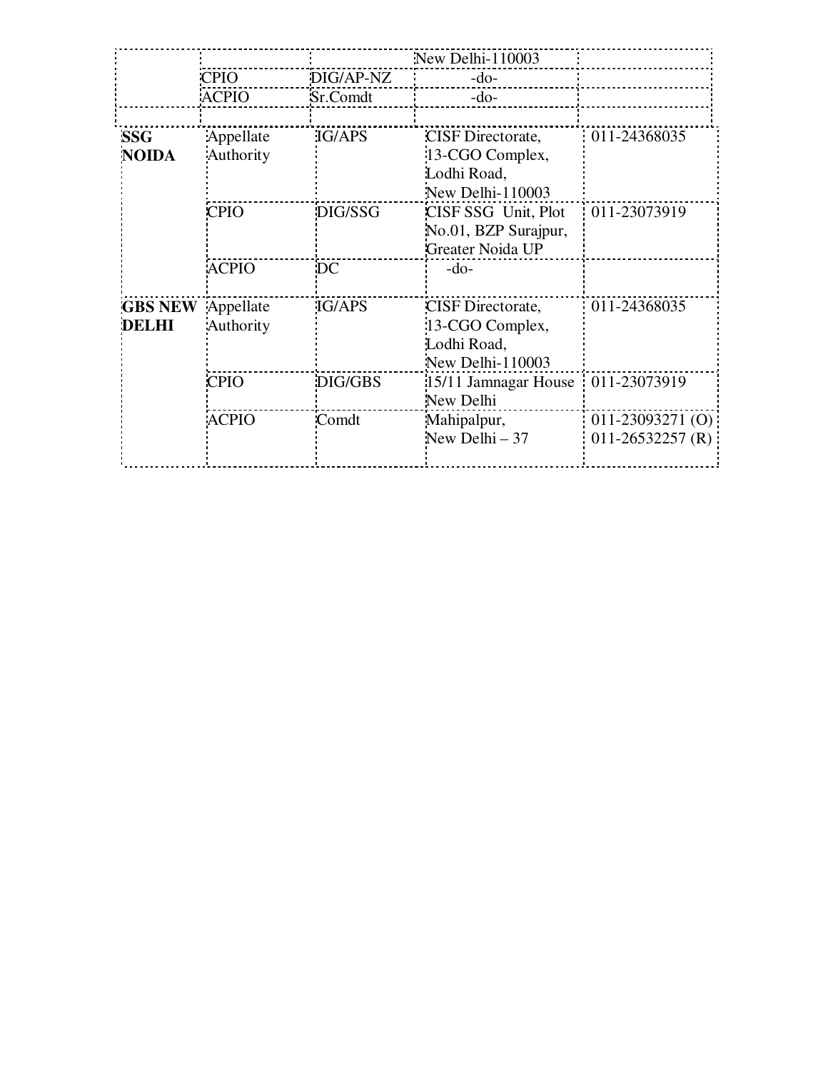| | | | | |
|---|---|---|---|---|
| | | | New Delhi-110003 | |
| | CPIO | DIG/AP-NZ | -do- | |
| | ACPIO | Sr.Comdt | -do- | |
| | | | | |
| **SSG NOIDA** | Appellate Authority | IG/APS | CISF Directorate, 13-CGO Complex, Lodhi Road, New Delhi-110003 | 011-24368035 |
| | CPIO | DIG/SSG | CISF SSG Unit, Plot No.01, BZP Surajpur, Greater Noida UP | 011-23073919 |
| | ACPIO | DC | -do- | |
| **GBS NEW DELHI** | Appellate Authority | IG/APS | CISF Directorate, 13-CGO Complex, Lodhi Road, New Delhi-110003 | 011-24368035 |
| | CPIO | DIG/GBS | 15/11 Jamnagar House New Delhi | 011-23073919 |
| | ACPIO | Comdt | Mahipalpur, New Delhi – 37 | 011-23093271 (O) 011-26532257 (R) |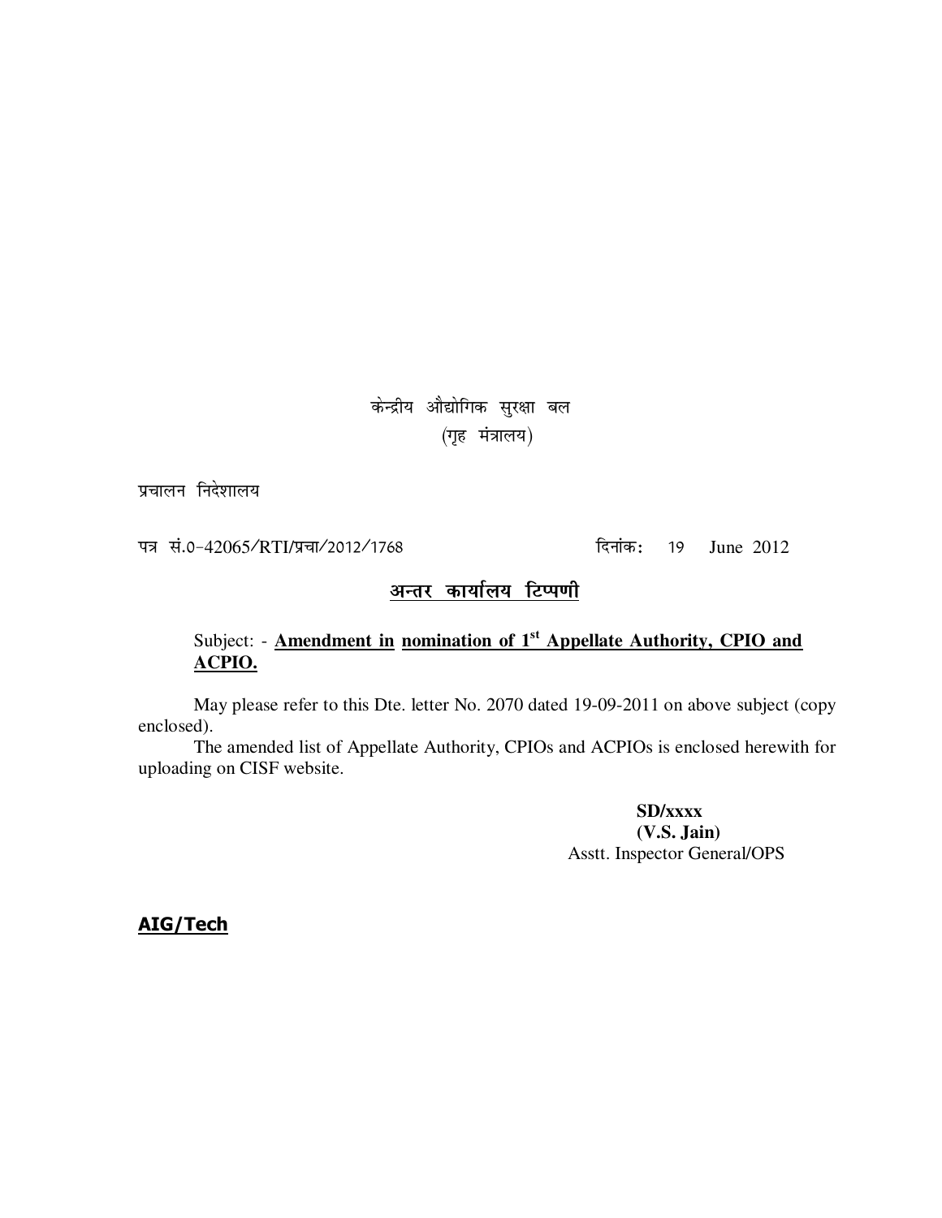केन्द्रीय औद्योगिक सुरक्षा बल

(गृह मंत्रालय)

प्रचालन निदेशालय

पत्र सं.0-42065/RTI/प्रचा/2012/1768 दिनांक: 19 June 2012

**अन्तर कार्यालय टिप्पणी**

Subject: - **Amendment in nomination of 1st Appellate Authority, CPIO and ACPIO.**

May please refer to this Dte. letter No. 2070 dated 19-09-2011 on above subject (copy enclosed).

The amended list of Appellate Authority, CPIOs and ACPIOs is enclosed herewith for uploading on CISF website.

**SD/xxxx**
**(V.S. Jain)**
Asstt. Inspector General/OPS

**AIG/Tech**